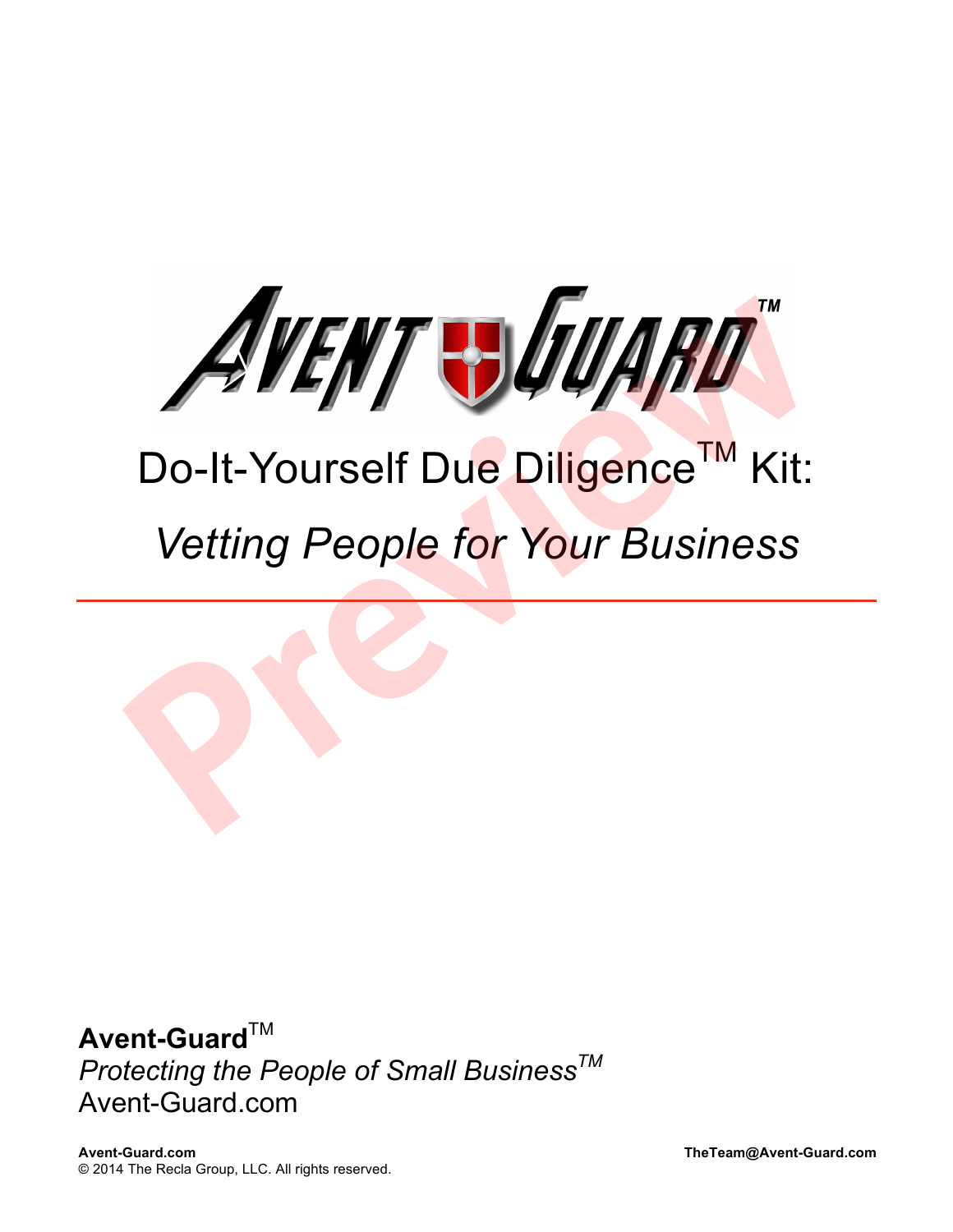# AVENT GUARD™

## Do-It-Yourself Due Diligence™ Kit:

## *Vetting People for Your Business*

---

**Avent-Guard**™
*Protecting the People of Small Business™*
Avent-Guard.com

**Avent-Guard.com** **TheTeam@Avent-Guard.com**
© 2014 The Recla Group, LLC. All rights reserved.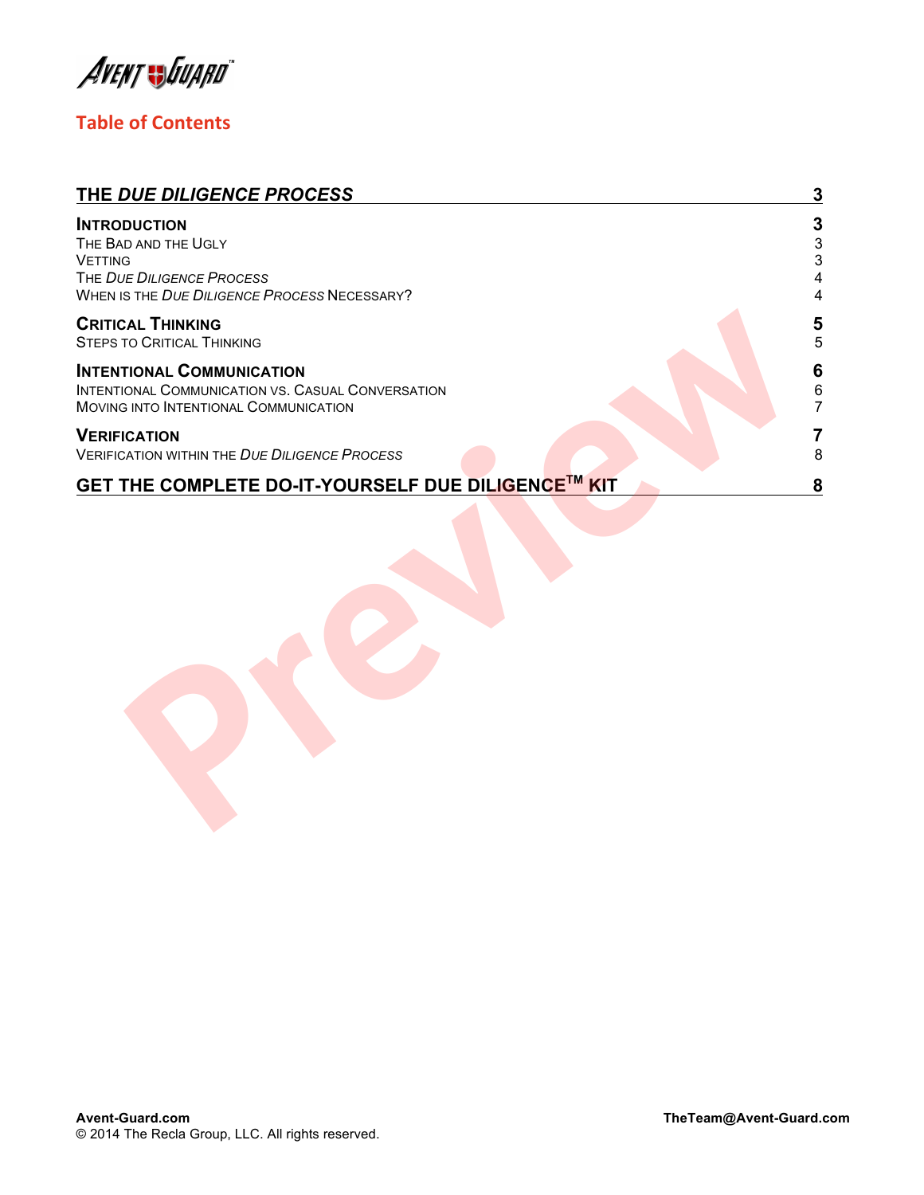## Table of Contents

| | |
|---|---|
| **THE *DUE DILIGENCE PROCESS*** | **3** |
| **INTRODUCTION** | **3** |
| THE BAD AND THE UGLY | 3 |
| VETTING | 3 |
| THE *DUE DILIGENCE PROCESS* | 4 |
| WHEN IS THE *DUE DILIGENCE PROCESS* NECESSARY? | 4 |
| **CRITICAL THINKING** | **5** |
| STEPS TO CRITICAL THINKING | 5 |
| **INTENTIONAL COMMUNICATION** | **6** |
| INTENTIONAL COMMUNICATION VS. CASUAL CONVERSATION | 6 |
| MOVING INTO INTENTIONAL COMMUNICATION | 7 |
| **VERIFICATION** | **7** |
| VERIFICATION WITHIN THE *DUE DILIGENCE PROCESS* | 8 |
| **GET THE COMPLETE DO-IT-YOURSELF DUE DILIGENCE™ KIT** | **8** |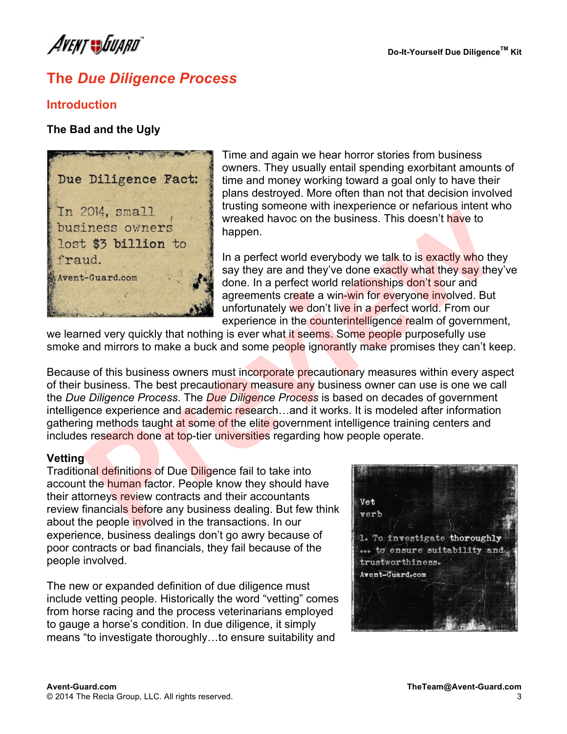# The *Due Diligence Process*

## Introduction

### The Bad and the Ugly

Due Diligence Fact:

In 2014, small business owners lost $3 billion to fraud.

Avent-Guard.com

Time and again we hear horror stories from business owners. They usually entail spending exorbitant amounts of time and money working toward a goal only to have their plans destroyed. More often than not that decision involved trusting someone with inexperience or nefarious intent who wreaked havoc on the business. This doesn't have to happen.

In a perfect world everybody we talk to is exactly who they say they are and they've done exactly what they say they've done. In a perfect world relationships don't sour and agreements create a win-win for everyone involved. But unfortunately we don't live in a perfect world. From our experience in the counterintelligence realm of government, we learned very quickly that nothing is ever what it seems. Some people purposefully use smoke and mirrors to make a buck and some people ignorantly make promises they can't keep.

Because of this business owners must incorporate precautionary measures within every aspect of their business. The best precautionary measure any business owner can use is one we call the *Due Diligence Process*. The *Due Diligence Process* is based on decades of government intelligence experience and academic research…and it works. It is modeled after information gathering methods taught at some of the elite government intelligence training centers and includes research done at top-tier universities regarding how people operate.

**Vetting**

Traditional definitions of Due Diligence fail to take into account the human factor. People know they should have their attorneys review contracts and their accountants review financials before any business dealing. But few think about the people involved in the transactions. In our experience, business dealings don't go awry because of poor contracts or bad financials, they fail because of the people involved.

Vet
verb

1. To investigate thoroughly … to ensure suitability and trustworthiness.

Avent-Guard.com

The new or expanded definition of due diligence must include vetting people. Historically the word "vetting" comes from horse racing and the process veterinarians employed to gauge a horse's condition. In due diligence, it simply means "to investigate thoroughly…to ensure suitability and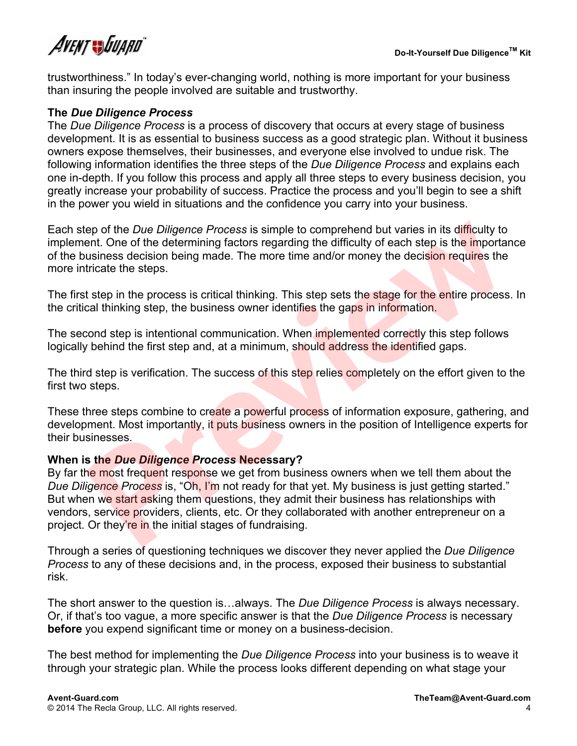trustworthiness." In today's ever-changing world, nothing is more important for your business than insuring the people involved are suitable and trustworthy.

**The *Due Diligence Process***

The *Due Diligence Process* is a process of discovery that occurs at every stage of business development. It is as essential to business success as a good strategic plan. Without it business owners expose themselves, their businesses, and everyone else involved to undue risk. The following information identifies the three steps of the *Due Diligence Process* and explains each one in-depth. If you follow this process and apply all three steps to every business decision, you greatly increase your probability of success. Practice the process and you'll begin to see a shift in the power you wield in situations and the confidence you carry into your business.

Each step of the *Due Diligence Process* is simple to comprehend but varies in its difficulty to implement. One of the determining factors regarding the difficulty of each step is the importance of the business decision being made. The more time and/or money the decision requires the more intricate the steps.

The first step in the process is critical thinking. This step sets the stage for the entire process. In the critical thinking step, the business owner identifies the gaps in information.

The second step is intentional communication. When implemented correctly this step follows logically behind the first step and, at a minimum, should address the identified gaps.

The third step is verification. The success of this step relies completely on the effort given to the first two steps.

These three steps combine to create a powerful process of information exposure, gathering, and development. Most importantly, it puts business owners in the position of Intelligence experts for their businesses.

**When is the *Due Diligence Process* Necessary?**

By far the most frequent response we get from business owners when we tell them about the *Due Diligence Process* is, "Oh, I'm not ready for that yet. My business is just getting started." But when we start asking them questions, they admit their business has relationships with vendors, service providers, clients, etc. Or they collaborated with another entrepreneur on a project. Or they're in the initial stages of fundraising.

Through a series of questioning techniques we discover they never applied the *Due Diligence Process* to any of these decisions and, in the process, exposed their business to substantial risk.

The short answer to the question is…always. The *Due Diligence Process* is always necessary. Or, if that's too vague, a more specific answer is that the *Due Diligence Process* is necessary **before** you expend significant time or money on a business-decision.

The best method for implementing the *Due Diligence Process* into your business is to weave it through your strategic plan. While the process looks different depending on what stage your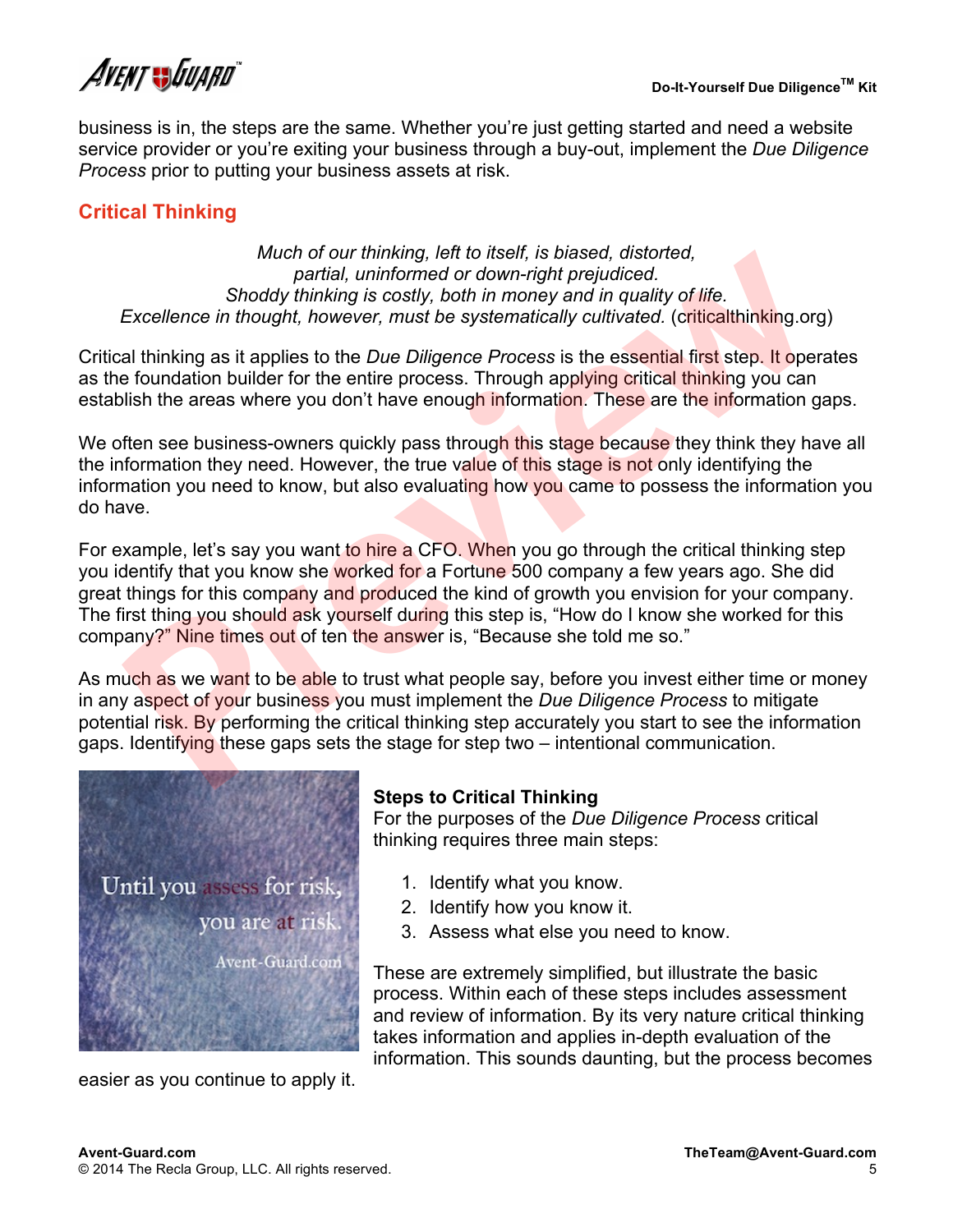business is in, the steps are the same. Whether you're just getting started and need a website service provider or you're exiting your business through a buy-out, implement the *Due Diligence Process* prior to putting your business assets at risk.

## Critical Thinking

*Much of our thinking, left to itself, is biased, distorted, partial, uninformed or down-right prejudiced. Shoddy thinking is costly, both in money and in quality of life. Excellence in thought, however, must be systematically cultivated.* (criticalthinking.org)

Critical thinking as it applies to the *Due Diligence Process* is the essential first step. It operates as the foundation builder for the entire process. Through applying critical thinking you can establish the areas where you don't have enough information. These are the information gaps.

We often see business-owners quickly pass through this stage because they think they have all the information they need. However, the true value of this stage is not only identifying the information you need to know, but also evaluating how you came to possess the information you do have.

For example, let's say you want to hire a CFO. When you go through the critical thinking step you identify that you know she worked for a Fortune 500 company a few years ago. She did great things for this company and produced the kind of growth you envision for your company. The first thing you should ask yourself during this step is, "How do I know she worked for this company?" Nine times out of ten the answer is, "Because she told me so."

As much as we want to be able to trust what people say, before you invest either time or money in any aspect of your business you must implement the *Due Diligence Process* to mitigate potential risk. By performing the critical thinking step accurately you start to see the information gaps. Identifying these gaps sets the stage for step two – intentional communication.

Until you assess for risk, you are at risk.
Avent-Guard.com

### Steps to Critical Thinking

For the purposes of the *Due Diligence Process* critical thinking requires three main steps:

1. Identify what you know.
2. Identify how you know it.
3. Assess what else you need to know.

These are extremely simplified, but illustrate the basic process. Within each of these steps includes assessment and review of information. By its very nature critical thinking takes information and applies in-depth evaluation of the information. This sounds daunting, but the process becomes easier as you continue to apply it.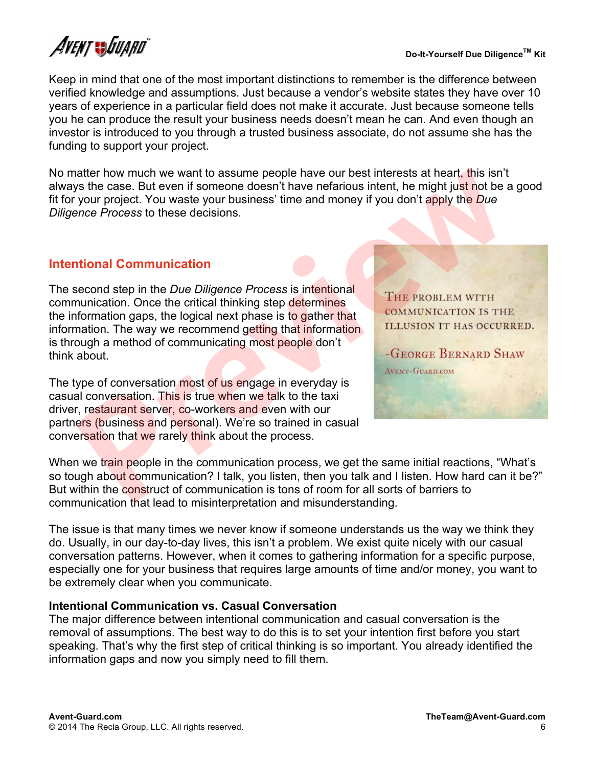Keep in mind that one of the most important distinctions to remember is the difference between verified knowledge and assumptions. Just because a vendor's website states they have over 10 years of experience in a particular field does not make it accurate. Just because someone tells you he can produce the result your business needs doesn't mean he can. And even though an investor is introduced to you through a trusted business associate, do not assume she has the funding to support your project.

No matter how much we want to assume people have our best interests at heart, this isn't always the case. But even if someone doesn't have nefarious intent, he might just not be a good fit for your project. You waste your business' time and money if you don't apply the *Due Diligence Process* to these decisions.

## Intentional Communication

The second step in the *Due Diligence Process* is intentional communication. Once the critical thinking step determines the information gaps, the logical next phase is to gather that information. The way we recommend getting that information is through a method of communicating most people don't think about.

THE PROBLEM WITH COMMUNICATION IS THE ILLUSION IT HAS OCCURRED.

-GEORGE BERNARD SHAW

AVENT-GUARD.COM

The type of conversation most of us engage in everyday is casual conversation. This is true when we talk to the taxi driver, restaurant server, co-workers and even with our partners (business and personal). We're so trained in casual conversation that we rarely think about the process.

When we train people in the communication process, we get the same initial reactions, "What's so tough about communication? I talk, you listen, then you talk and I listen. How hard can it be?" But within the construct of communication is tons of room for all sorts of barriers to communication that lead to misinterpretation and misunderstanding.

The issue is that many times we never know if someone understands us the way we think they do. Usually, in our day-to-day lives, this isn't a problem. We exist quite nicely with our casual conversation patterns. However, when it comes to gathering information for a specific purpose, especially one for your business that requires large amounts of time and/or money, you want to be extremely clear when you communicate.

### Intentional Communication vs. Casual Conversation

The major difference between intentional communication and casual conversation is the removal of assumptions. The best way to do this is to set your intention first before you start speaking. That's why the first step of critical thinking is so important. You already identified the information gaps and now you simply need to fill them.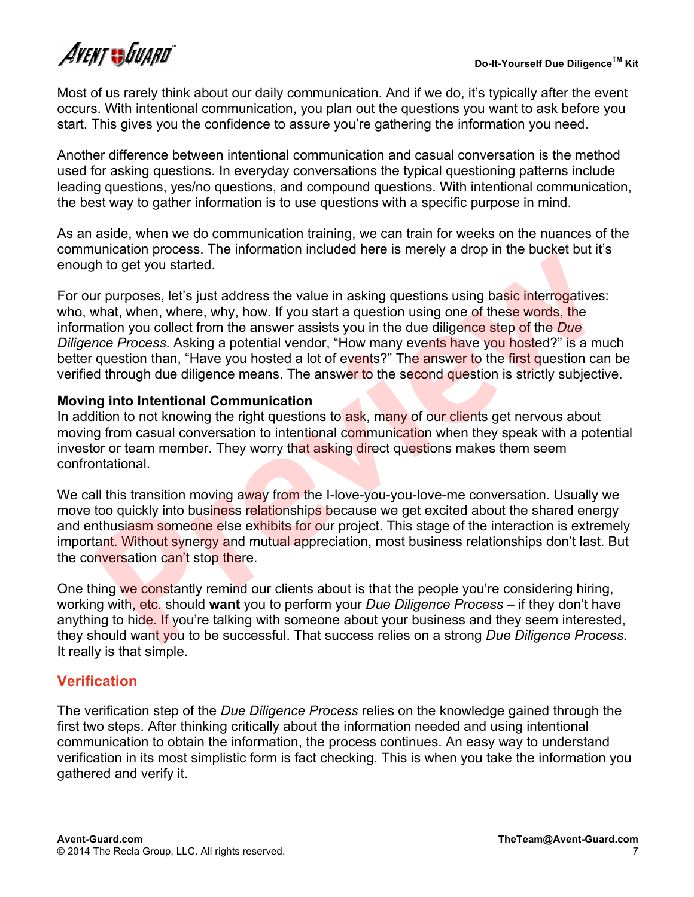Most of us rarely think about our daily communication. And if we do, it's typically after the event occurs. With intentional communication, you plan out the questions you want to ask before you start. This gives you the confidence to assure you're gathering the information you need.

Another difference between intentional communication and casual conversation is the method used for asking questions. In everyday conversations the typical questioning patterns include leading questions, yes/no questions, and compound questions. With intentional communication, the best way to gather information is to use questions with a specific purpose in mind.

As an aside, when we do communication training, we can train for weeks on the nuances of the communication process. The information included here is merely a drop in the bucket but it's enough to get you started.

For our purposes, let's just address the value in asking questions using basic interrogatives: who, what, when, where, why, how. If you start a question using one of these words, the information you collect from the answer assists you in the due diligence step of the *Due Diligence Process*. Asking a potential vendor, "How many events have you hosted?" is a much better question than, "Have you hosted a lot of events?" The answer to the first question can be verified through due diligence means. The answer to the second question is strictly subjective.

**Moving into Intentional Communication**
In addition to not knowing the right questions to ask, many of our clients get nervous about moving from casual conversation to intentional communication when they speak with a potential investor or team member. They worry that asking direct questions makes them seem confrontational.

We call this transition moving away from the I-love-you-you-love-me conversation. Usually we move too quickly into business relationships because we get excited about the shared energy and enthusiasm someone else exhibits for our project. This stage of the interaction is extremely important. Without synergy and mutual appreciation, most business relationships don't last. But the conversation can't stop there.

One thing we constantly remind our clients about is that the people you're considering hiring, working with, etc. should **want** you to perform your *Due Diligence Process* – if they don't have anything to hide. If you're talking with someone about your business and they seem interested, they should want you to be successful. That success relies on a strong *Due Diligence Process*. It really is that simple.

## Verification

The verification step of the *Due Diligence Process* relies on the knowledge gained through the first two steps. After thinking critically about the information needed and using intentional communication to obtain the information, the process continues. An easy way to understand verification in its most simplistic form is fact checking. This is when you take the information you gathered and verify it.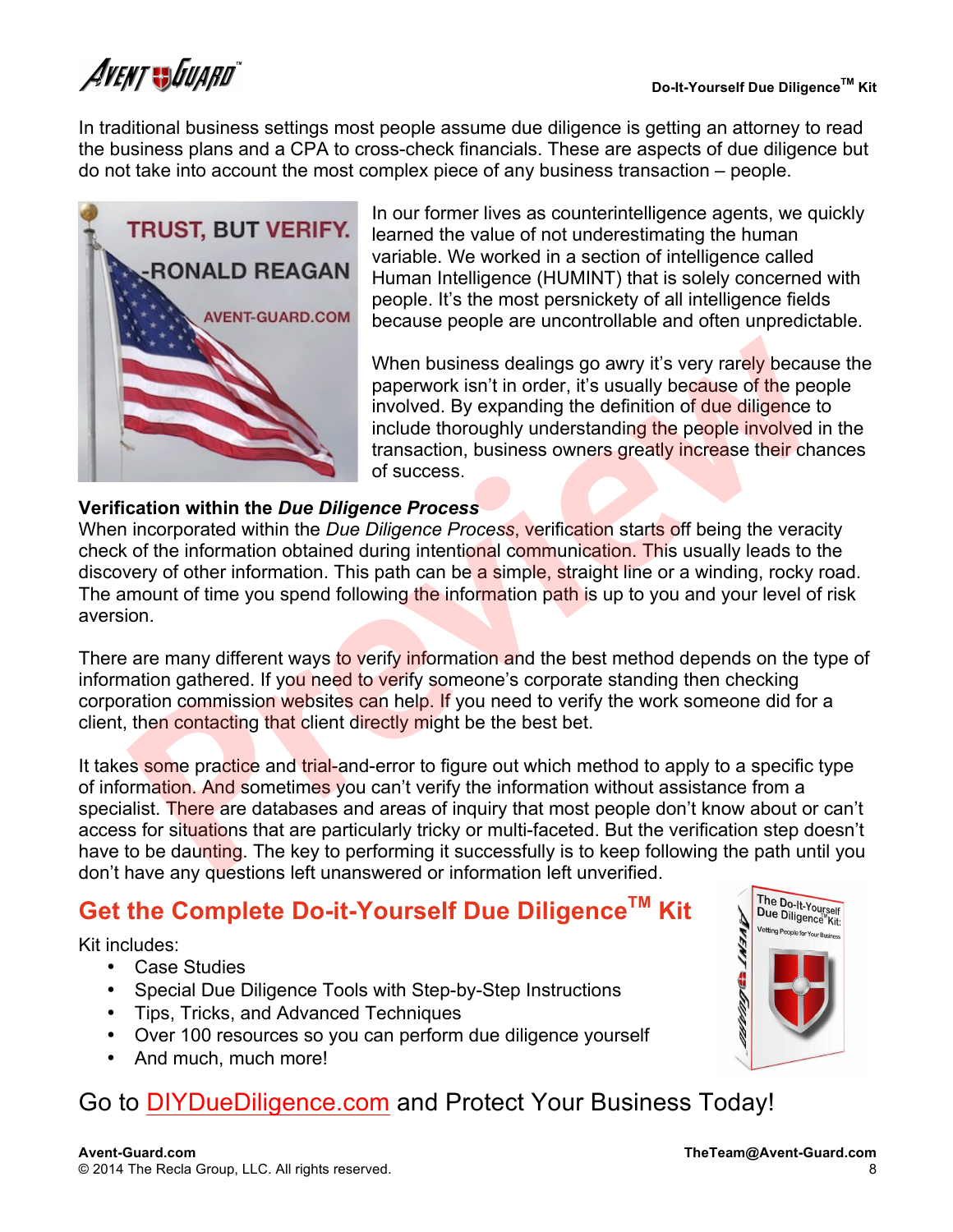In traditional business settings most people assume due diligence is getting an attorney to read the business plans and a CPA to cross-check financials. These are aspects of due diligence but do not take into account the most complex piece of any business transaction – people.

In our former lives as counterintelligence agents, we quickly learned the value of not underestimating the human variable. We worked in a section of intelligence called Human Intelligence (HUMINT) that is solely concerned with people. It's the most persnickety of all intelligence fields because people are uncontrollable and often unpredictable.

When business dealings go awry it's very rarely because the paperwork isn't in order, it's usually because of the people involved. By expanding the definition of due diligence to include thoroughly understanding the people involved in the transaction, business owners greatly increase their chances of success.

**Verification within the *Due Diligence Process***

When incorporated within the *Due Diligence Process*, verification starts off being the veracity check of the information obtained during intentional communication. This usually leads to the discovery of other information. This path can be a simple, straight line or a winding, rocky road. The amount of time you spend following the information path is up to you and your level of risk aversion.

There are many different ways to verify information and the best method depends on the type of information gathered. If you need to verify someone's corporate standing then checking corporation commission websites can help. If you need to verify the work someone did for a client, then contacting that client directly might be the best bet.

It takes some practice and trial-and-error to figure out which method to apply to a specific type of information. And sometimes you can't verify the information without assistance from a specialist. There are databases and areas of inquiry that most people don't know about or can't access for situations that are particularly tricky or multi-faceted. But the verification step doesn't have to be daunting. The key to performing it successfully is to keep following the path until you don't have any questions left unanswered or information left unverified.

## Get the Complete Do-it-Yourself Due Diligence™ Kit

Kit includes:

- Case Studies
- Special Due Diligence Tools with Step-by-Step Instructions
- Tips, Tricks, and Advanced Techniques
- Over 100 resources so you can perform due diligence yourself
- And much, much more!

Go to DIYDueDiligence.com and Protect Your Business Today!